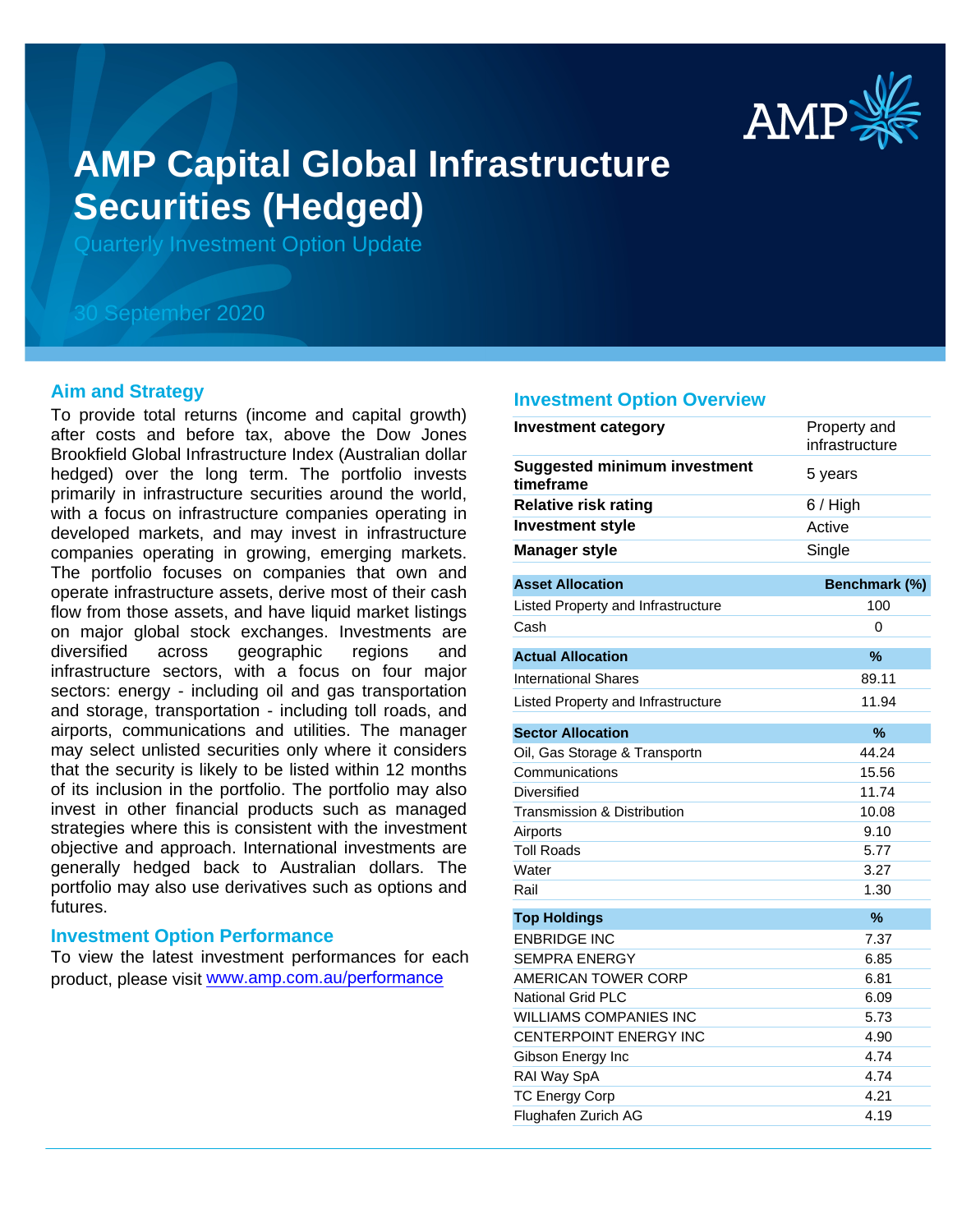# AMP Capital Global Infrastructure Securities (Hedged)

Quarterly Investment Option Update

30 September 2020

## Aim and Strategy

To provide total returns (income and capital growth) after costs and before tax, above the Dow Jones Brookfield Global Infrastructure Index (Australian dollar hedged) over the long term. The portfolio invests primarily in infrastructure securities around the world, with a focus on infrastructure companies operating in developed markets, and may invest in infrastructure companies operating in growing, emerging markets. The portfolio focuses on companies that own and operate infrastructure assets, derive most of their cash flow from those assets, and have liquid market listings on major global stock exchanges. Investments are diversified across geographic regions and infrastructure sectors, with a focus on four major sectors: energy - including oil and gas transportation and storage, transportation - including toll roads, and airports, communications and utilities. The manager may select unlisted securities only where it considers that the security is likely to be listed within 12 months of its inclusion in the portfolio. The portfolio may also invest in other financial products such as managed strategies where this is consistent with the investment objective and approach. International investments are generally hedged back to Australian dollars. The portfolio may also use derivatives such as options and futures.

## Investment Option Performance

To view the latest investment performances for each product, please visit www.amp.com.au/performance

## Investment Option Overview

| | |
|---|---|
| **Investment category** | Property and infrastructure |
| **Suggested minimum investment timeframe** | 5 years |
| **Relative risk rating** | 6 / High |
| **Investment style** | Active |
| **Manager style** | Single |

| Asset Allocation | Benchmark (%) |
|---|---|
| Listed Property and Infrastructure | 100 |
| Cash | 0 |

| Actual Allocation | % |
|---|---|
| International Shares | 89.11 |
| Listed Property and Infrastructure | 11.94 |

| Sector Allocation | % |
|---|---|
| Oil, Gas Storage & Transportn | 44.24 |
| Communications | 15.56 |
| Diversified | 11.74 |
| Transmission & Distribution | 10.08 |
| Airports | 9.10 |
| Toll Roads | 5.77 |
| Water | 3.27 |
| Rail | 1.30 |

| Top Holdings | % |
|---|---|
| ENBRIDGE INC | 7.37 |
| SEMPRA ENERGY | 6.85 |
| AMERICAN TOWER CORP | 6.81 |
| National Grid PLC | 6.09 |
| WILLIAMS COMPANIES INC | 5.73 |
| CENTERPOINT ENERGY INC | 4.90 |
| Gibson Energy Inc | 4.74 |
| RAI Way SpA | 4.74 |
| TC Energy Corp | 4.21 |
| Flughafen Zurich AG | 4.19 |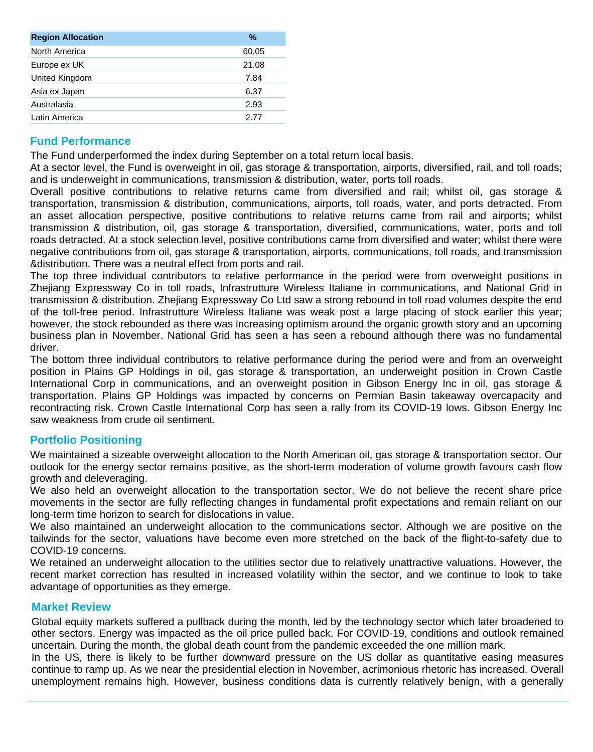| Region Allocation | % |
| --- | --- |
| North America | 60.05 |
| Europe ex UK | 21.08 |
| United Kingdom | 7.84 |
| Asia ex Japan | 6.37 |
| Australasia | 2.93 |
| Latin America | 2.77 |

## Fund Performance

The Fund underperformed the index during September on a total return local basis.

At a sector level, the Fund is overweight in oil, gas storage & transportation, airports, diversified, rail, and toll roads; and is underweight in communications, transmission & distribution, water, ports toll roads.

Overall positive contributions to relative returns came from diversified and rail; whilst oil, gas storage & transportation, transmission & distribution, communications, airports, toll roads, water, and ports detracted. From an asset allocation perspective, positive contributions to relative returns came from rail and airports; whilst transmission & distribution, oil, gas storage & transportation, diversified, communications, water, ports and toll roads detracted. At a stock selection level, positive contributions came from diversified and water; whilst there were negative contributions from oil, gas storage & transportation, airports, communications, toll roads, and transmission &distribution. There was a neutral effect from ports and rail.

The top three individual contributors to relative performance in the period were from overweight positions in Zhejiang Expressway Co in toll roads, Infrastrutture Wireless Italiane in communications, and National Grid in transmission & distribution. Zhejiang Expressway Co Ltd saw a strong rebound in toll road volumes despite the end of the toll-free period. Infrastrutture Wireless Italiane was weak post a large placing of stock earlier this year; however, the stock rebounded as there was increasing optimism around the organic growth story and an upcoming business plan in November. National Grid has seen a has seen a rebound although there was no fundamental driver.

The bottom three individual contributors to relative performance during the period were and from an overweight position in Plains GP Holdings in oil, gas storage & transportation, an underweight position in Crown Castle International Corp in communications, and an overweight position in Gibson Energy Inc in oil, gas storage & transportation. Plains GP Holdings was impacted by concerns on Permian Basin takeaway overcapacity and recontracting risk. Crown Castle International Corp has seen a rally from its COVID-19 lows. Gibson Energy Inc saw weakness from crude oil sentiment.

## Portfolio Positioning

We maintained a sizeable overweight allocation to the North American oil, gas storage & transportation sector. Our outlook for the energy sector remains positive, as the short-term moderation of volume growth favours cash flow growth and deleveraging.

We also held an overweight allocation to the transportation sector. We do not believe the recent share price movements in the sector are fully reflecting changes in fundamental profit expectations and remain reliant on our long-term time horizon to search for dislocations in value.

We also maintained an underweight allocation to the communications sector. Although we are positive on the tailwinds for the sector, valuations have become even more stretched on the back of the flight-to-safety due to COVID-19 concerns.

We retained an underweight allocation to the utilities sector due to relatively unattractive valuations. However, the recent market correction has resulted in increased volatility within the sector, and we continue to look to take advantage of opportunities as they emerge.

## Market Review

Global equity markets suffered a pullback during the month, led by the technology sector which later broadened to other sectors. Energy was impacted as the oil price pulled back. For COVID-19, conditions and outlook remained uncertain. During the month, the global death count from the pandemic exceeded the one million mark.

In the US, there is likely to be further downward pressure on the US dollar as quantitative easing measures continue to ramp up. As we near the presidential election in November, acrimonious rhetoric has increased. Overall unemployment remains high. However, business conditions data is currently relatively benign, with a generally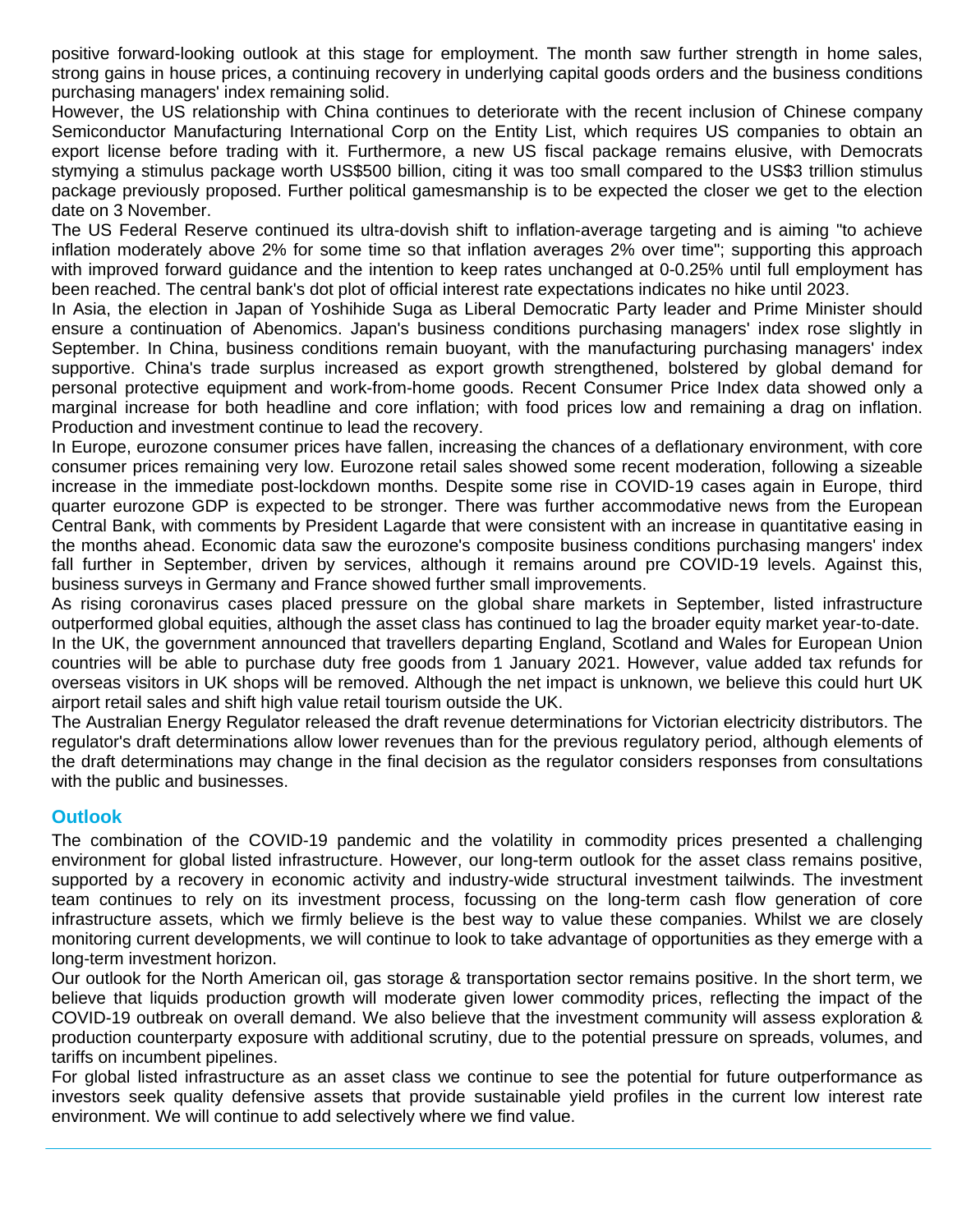positive forward-looking outlook at this stage for employment. The month saw further strength in home sales, strong gains in house prices, a continuing recovery in underlying capital goods orders and the business conditions purchasing managers' index remaining solid.

However, the US relationship with China continues to deteriorate with the recent inclusion of Chinese company Semiconductor Manufacturing International Corp on the Entity List, which requires US companies to obtain an export license before trading with it. Furthermore, a new US fiscal package remains elusive, with Democrats stymying a stimulus package worth US$500 billion, citing it was too small compared to the US$3 trillion stimulus package previously proposed. Further political gamesmanship is to be expected the closer we get to the election date on 3 November.

The US Federal Reserve continued its ultra-dovish shift to inflation-average targeting and is aiming "to achieve inflation moderately above 2% for some time so that inflation averages 2% over time"; supporting this approach with improved forward guidance and the intention to keep rates unchanged at 0-0.25% until full employment has been reached. The central bank's dot plot of official interest rate expectations indicates no hike until 2023.

In Asia, the election in Japan of Yoshihide Suga as Liberal Democratic Party leader and Prime Minister should ensure a continuation of Abenomics. Japan's business conditions purchasing managers' index rose slightly in September. In China, business conditions remain buoyant, with the manufacturing purchasing managers' index supportive. China's trade surplus increased as export growth strengthened, bolstered by global demand for personal protective equipment and work-from-home goods. Recent Consumer Price Index data showed only a marginal increase for both headline and core inflation; with food prices low and remaining a drag on inflation. Production and investment continue to lead the recovery.

In Europe, eurozone consumer prices have fallen, increasing the chances of a deflationary environment, with core consumer prices remaining very low. Eurozone retail sales showed some recent moderation, following a sizeable increase in the immediate post-lockdown months. Despite some rise in COVID-19 cases again in Europe, third quarter eurozone GDP is expected to be stronger. There was further accommodative news from the European Central Bank, with comments by President Lagarde that were consistent with an increase in quantitative easing in the months ahead. Economic data saw the eurozone's composite business conditions purchasing mangers' index fall further in September, driven by services, although it remains around pre COVID-19 levels. Against this, business surveys in Germany and France showed further small improvements.

As rising coronavirus cases placed pressure on the global share markets in September, listed infrastructure outperformed global equities, although the asset class has continued to lag the broader equity market year-to-date.

In the UK, the government announced that travellers departing England, Scotland and Wales for European Union countries will be able to purchase duty free goods from 1 January 2021. However, value added tax refunds for overseas visitors in UK shops will be removed. Although the net impact is unknown, we believe this could hurt UK airport retail sales and shift high value retail tourism outside the UK.

The Australian Energy Regulator released the draft revenue determinations for Victorian electricity distributors. The regulator's draft determinations allow lower revenues than for the previous regulatory period, although elements of the draft determinations may change in the final decision as the regulator considers responses from consultations with the public and businesses.

## Outlook

The combination of the COVID-19 pandemic and the volatility in commodity prices presented a challenging environment for global listed infrastructure. However, our long-term outlook for the asset class remains positive, supported by a recovery in economic activity and industry-wide structural investment tailwinds. The investment team continues to rely on its investment process, focussing on the long-term cash flow generation of core infrastructure assets, which we firmly believe is the best way to value these companies. Whilst we are closely monitoring current developments, we will continue to look to take advantage of opportunities as they emerge with a long-term investment horizon.

Our outlook for the North American oil, gas storage & transportation sector remains positive. In the short term, we believe that liquids production growth will moderate given lower commodity prices, reflecting the impact of the COVID-19 outbreak on overall demand. We also believe that the investment community will assess exploration & production counterparty exposure with additional scrutiny, due to the potential pressure on spreads, volumes, and tariffs on incumbent pipelines.

For global listed infrastructure as an asset class we continue to see the potential for future outperformance as investors seek quality defensive assets that provide sustainable yield profiles in the current low interest rate environment. We will continue to add selectively where we find value.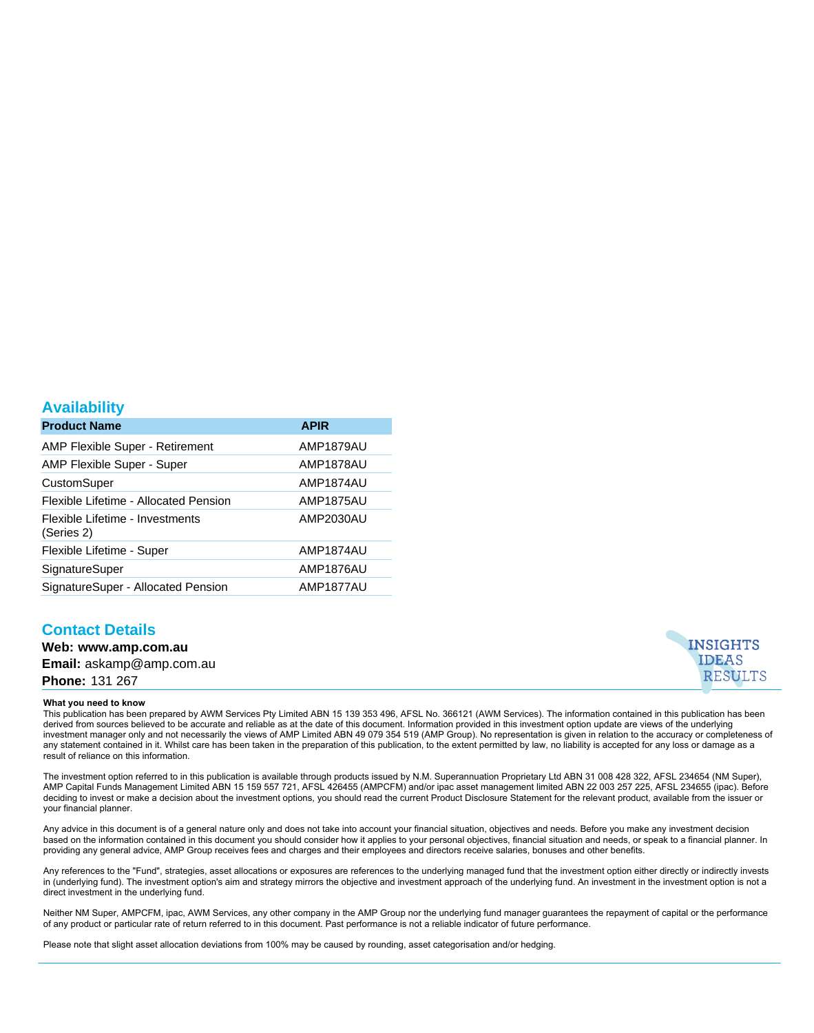## Availability

| Product Name | APIR |
|---|---|
| AMP Flexible Super - Retirement | AMP1879AU |
| AMP Flexible Super - Super | AMP1878AU |
| CustomSuper | AMP1874AU |
| Flexible Lifetime - Allocated Pension | AMP1875AU |
| Flexible Lifetime - Investments (Series 2) | AMP2030AU |
| Flexible Lifetime - Super | AMP1874AU |
| SignatureSuper | AMP1876AU |
| SignatureSuper - Allocated Pension | AMP1877AU |

## Contact Details

**Web: www.amp.com.au**
**Email:** askamp@amp.com.au
**Phone:** 131 267

INSIGHTS
IDEAS
RESULTS

**What you need to know**

This publication has been prepared by AWM Services Pty Limited ABN 15 139 353 496, AFSL No. 366121 (AWM Services). The information contained in this publication has been derived from sources believed to be accurate and reliable as at the date of this document. Information provided in this investment option update are views of the underlying investment manager only and not necessarily the views of AMP Limited ABN 49 079 354 519 (AMP Group). No representation is given in relation to the accuracy or completeness of any statement contained in it. Whilst care has been taken in the preparation of this publication, to the extent permitted by law, no liability is accepted for any loss or damage as a result of reliance on this information.

The investment option referred to in this publication is available through products issued by N.M. Superannuation Proprietary Ltd ABN 31 008 428 322, AFSL 234654 (NM Super), AMP Capital Funds Management Limited ABN 15 159 557 721, AFSL 426455 (AMPCFM) and/or ipac asset management limited ABN 22 003 257 225, AFSL 234655 (ipac). Before deciding to invest or make a decision about the investment options, you should read the current Product Disclosure Statement for the relevant product, available from the issuer or your financial planner.

Any advice in this document is of a general nature only and does not take into account your financial situation, objectives and needs. Before you make any investment decision based on the information contained in this document you should consider how it applies to your personal objectives, financial situation and needs, or speak to a financial planner. In providing any general advice, AMP Group receives fees and charges and their employees and directors receive salaries, bonuses and other benefits.

Any references to the "Fund", strategies, asset allocations or exposures are references to the underlying managed fund that the investment option either directly or indirectly invests in (underlying fund). The investment option's aim and strategy mirrors the objective and investment approach of the underlying fund. An investment in the investment option is not a direct investment in the underlying fund.

Neither NM Super, AMPCFM, ipac, AWM Services, any other company in the AMP Group nor the underlying fund manager guarantees the repayment of capital or the performance of any product or particular rate of return referred to in this document. Past performance is not a reliable indicator of future performance.

Please note that slight asset allocation deviations from 100% may be caused by rounding, asset categorisation and/or hedging.